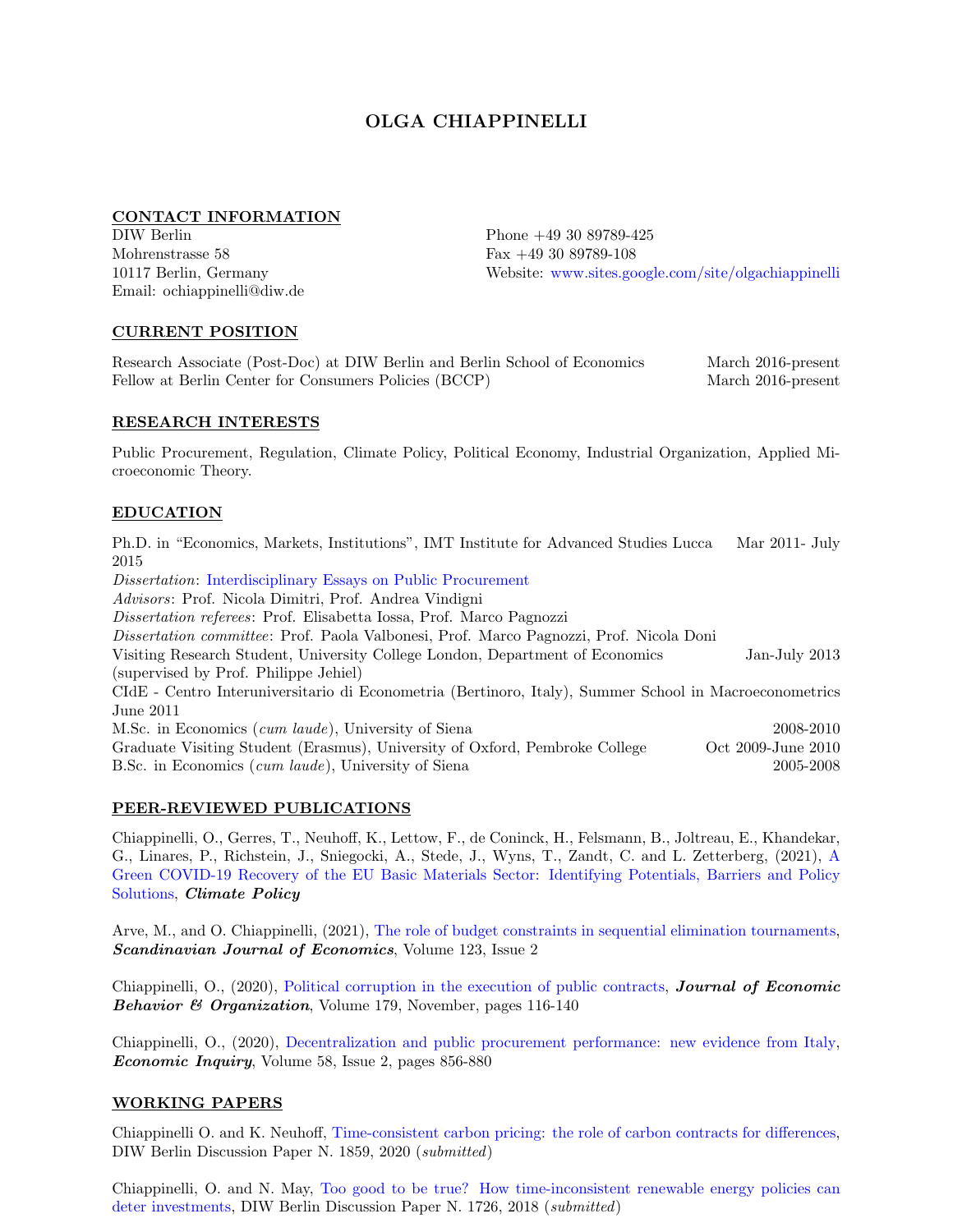# OLGA CHIAPPINELLI

## CONTACT INFORMATION

DIW Berlin
Mohrenstrasse 58
10117 Berlin, Germany
Email: ochiappinelli@diw.de

Phone +49 30 89789-425
Fax +49 30 89789-108
Website: www.sites.google.com/site/olgachiappinelli

## CURRENT POSITION

Research Associate (Post-Doc) at DIW Berlin and Berlin School of Economics — March 2016-present
Fellow at Berlin Center for Consumers Policies (BCCP) — March 2016-present

## RESEARCH INTERESTS

Public Procurement, Regulation, Climate Policy, Political Economy, Industrial Organization, Applied Microeconomic Theory.

## EDUCATION

Ph.D. in "Economics, Markets, Institutions", IMT Institute for Advanced Studies Lucca — Mar 2011- July 2015
*Dissertation*: Interdisciplinary Essays on Public Procurement
*Advisors*: Prof. Nicola Dimitri, Prof. Andrea Vindigni
*Dissertation referees*: Prof. Elisabetta Iossa, Prof. Marco Pagnozzi
*Dissertation committee*: Prof. Paola Valbonesi, Prof. Marco Pagnozzi, Prof. Nicola Doni
Visiting Research Student, University College London, Department of Economics (supervised by Prof. Philippe Jehiel) — Jan-July 2013
CIdE - Centro Interuniversitario di Econometria (Bertinoro, Italy), Summer School in Macroeconometrics — June 2011
M.Sc. in Economics (*cum laude*), University of Siena — 2008-2010
Graduate Visiting Student (Erasmus), University of Oxford, Pembroke College — Oct 2009-June 2010
B.Sc. in Economics (*cum laude*), University of Siena — 2005-2008

## PEER-REVIEWED PUBLICATIONS

Chiappinelli, O., Gerres, T., Neuhoff, K., Lettow, F., de Coninck, H., Felsmann, B., Joltreau, E., Khandekar, G., Linares, P., Richstein, J., Sniegocki, A., Stede, J., Wyns, T., Zandt, C. and L. Zetterberg, (2021), A Green COVID-19 Recovery of the EU Basic Materials Sector: Identifying Potentials, Barriers and Policy Solutions, ***Climate Policy***

Arve, M., and O. Chiappinelli, (2021), The role of budget constraints in sequential elimination tournaments, ***Scandinavian Journal of Economics***, Volume 123, Issue 2

Chiappinelli, O., (2020), Political corruption in the execution of public contracts, ***Journal of Economic Behavior & Organization***, Volume 179, November, pages 116-140

Chiappinelli, O., (2020), Decentralization and public procurement performance: new evidence from Italy, ***Economic Inquiry***, Volume 58, Issue 2, pages 856-880

## WORKING PAPERS

Chiappinelli O. and K. Neuhoff, Time-consistent carbon pricing: the role of carbon contracts for differences, DIW Berlin Discussion Paper N. 1859, 2020 (*submitted*)

Chiappinelli, O. and N. May, Too good to be true? How time-inconsistent renewable energy policies can deter investments, DIW Berlin Discussion Paper N. 1726, 2018 (*submitted*)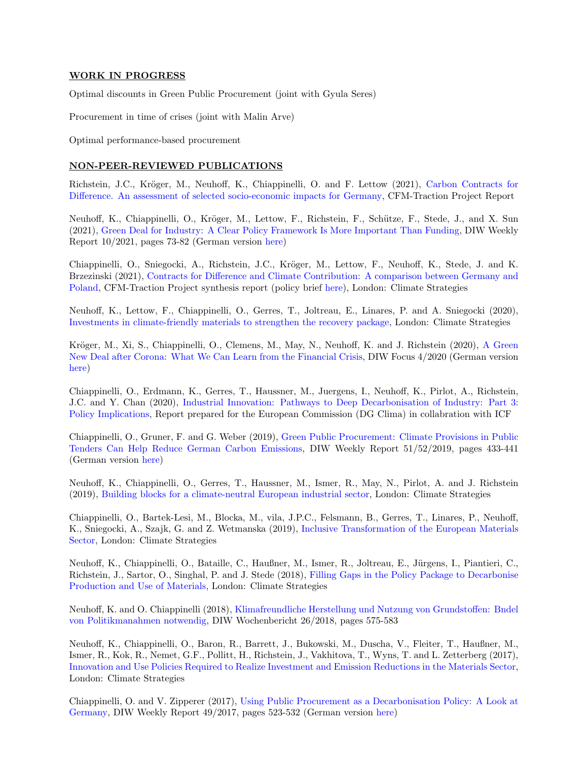## WORK IN PROGRESS

Optimal discounts in Green Public Procurement (joint with Gyula Seres)

Procurement in time of crises (joint with Malin Arve)

Optimal performance-based procurement

## NON-PEER-REVIEWED PUBLICATIONS

Richstein, J.C., Kröger, M., Neuhoff, K., Chiappinelli, O. and F. Lettow (2021), Carbon Contracts for Difference. An assessment of selected socio-economic impacts for Germany, CFM-Traction Project Report

Neuhoff, K., Chiappinelli, O., Kröger, M., Lettow, F., Richstein, F., Schütze, F., Stede, J., and X. Sun (2021), Green Deal for Industry: A Clear Policy Framework Is More Important Than Funding, DIW Weekly Report 10/2021, pages 73-82 (German version here)

Chiappinelli, O., Sniegocki, A., Richstein, J.C., Kröger, M., Lettow, F., Neuhoff, K., Stede, J. and K. Brzezinski (2021), Contracts for Difference and Climate Contribution: A comparison between Germany and Poland, CFM-Traction Project synthesis report (policy brief here), London: Climate Strategies

Neuhoff, K., Lettow, F., Chiappinelli, O., Gerres, T., Joltreau, E., Linares, P. and A. Sniegocki (2020), Investments in climate-friendly materials to strengthen the recovery package, London: Climate Strategies

Kröger, M., Xi, S., Chiappinelli, O., Clemens, M., May, N., Neuhoff, K. and J. Richstein (2020), A Green New Deal after Corona: What We Can Learn from the Financial Crisis, DIW Focus 4/2020 (German version here)

Chiappinelli, O., Erdmann, K., Gerres, T., Haussner, M., Juergens, I., Neuhoff, K., Pirlot, A., Richstein, J.C. and Y. Chan (2020), Industrial Innovation: Pathways to Deep Decarbonisation of Industry: Part 3: Policy Implications, Report prepared for the European Commission (DG Clima) in collaboration with ICF

Chiappinelli, O., Gruner, F. and G. Weber (2019), Green Public Procurement: Climate Provisions in Public Tenders Can Help Reduce German Carbon Emissions, DIW Weekly Report 51/52/2019, pages 433-441 (German version here)

Neuhoff, K., Chiappinelli, O., Gerres, T., Haussner, M., Ismer, R., May, N., Pirlot, A. and J. Richstein (2019), Building blocks for a climate-neutral European industrial sector, London: Climate Strategies

Chiappinelli, O., Bartek-Lesi, M., Blocka, M., vila, J.P.C., Felsmann, B., Gerres, T., Linares, P., Neuhoff, K., Sniegocki, A., Szajk, G. and Z. Wetmanska (2019), Inclusive Transformation of the European Materials Sector, London: Climate Strategies

Neuhoff, K., Chiappinelli, O., Bataille, C., Haußner, M., Ismer, R., Joltreau, E., Jürgens, I., Piantieri, C., Richstein, J., Sartor, O., Singhal, P. and J. Stede (2018), Filling Gaps in the Policy Package to Decarbonise Production and Use of Materials, London: Climate Strategies

Neuhoff, K. and O. Chiappinelli (2018), Klimafreundliche Herstellung und Nutzung von Grundstoffen: Bndel von Politikmanahmen notwendig, DIW Wochenbericht 26/2018, pages 575-583

Neuhoff, K., Chiappinelli, O., Baron, R., Barrett, J., Bukowski, M., Duscha, V., Fleiter, T., Haußner, M., Ismer, R., Kok, R., Nemet, G.F., Pollitt, H., Richstein, J., Vakhitova, T., Wyns, T. and L. Zetterberg (2017), Innovation and Use Policies Required to Realize Investment and Emission Reductions in the Materials Sector, London: Climate Strategies

Chiappinelli, O. and V. Zipperer (2017), Using Public Procurement as a Decarbonisation Policy: A Look at Germany, DIW Weekly Report 49/2017, pages 523-532 (German version here)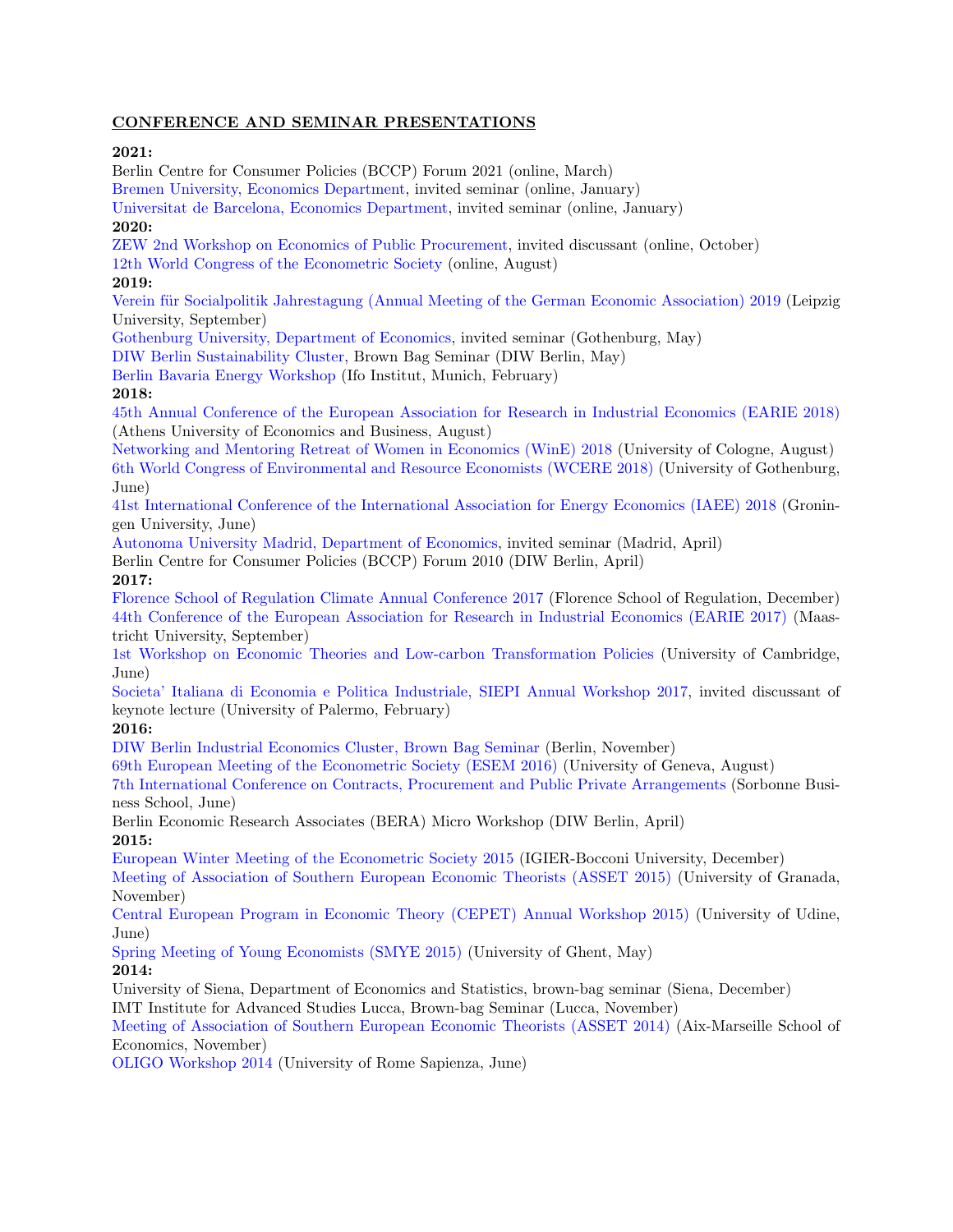## CONFERENCE AND SEMINAR PRESENTATIONS

**2021:**

Berlin Centre for Consumer Policies (BCCP) Forum 2021 (online, March)
Bremen University, Economics Department, invited seminar (online, January)
Universitat de Barcelona, Economics Department, invited seminar (online, January)

**2020:**

ZEW 2nd Workshop on Economics of Public Procurement, invited discussant (online, October)
12th World Congress of the Econometric Society (online, August)

**2019:**

Verein für Socialpolitik Jahrestagung (Annual Meeting of the German Economic Association) 2019 (Leipzig University, September)
Gothenburg University, Department of Economics, invited seminar (Gothenburg, May)
DIW Berlin Sustainability Cluster, Brown Bag Seminar (DIW Berlin, May)
Berlin Bavaria Energy Workshop (Ifo Institut, Munich, February)

**2018:**

45th Annual Conference of the European Association for Research in Industrial Economics (EARIE 2018) (Athens University of Economics and Business, August)
Networking and Mentoring Retreat of Women in Economics (WinE) 2018 (University of Cologne, August)
6th World Congress of Environmental and Resource Economists (WCERE 2018) (University of Gothenburg, June)
41st International Conference of the International Association for Energy Economics (IAEE) 2018 (Groningen University, June)
Autonoma University Madrid, Department of Economics, invited seminar (Madrid, April)
Berlin Centre for Consumer Policies (BCCP) Forum 2010 (DIW Berlin, April)

**2017:**

Florence School of Regulation Climate Annual Conference 2017 (Florence School of Regulation, December)
44th Conference of the European Association for Research in Industrial Economics (EARIE 2017) (Maastricht University, September)
1st Workshop on Economic Theories and Low-carbon Transformation Policies (University of Cambridge, June)
Societa' Italiana di Economia e Politica Industriale, SIEPI Annual Workshop 2017, invited discussant of keynote lecture (University of Palermo, February)

**2016:**

DIW Berlin Industrial Economics Cluster, Brown Bag Seminar (Berlin, November)
69th European Meeting of the Econometric Society (ESEM 2016) (University of Geneva, August)
7th International Conference on Contracts, Procurement and Public Private Arrangements (Sorbonne Business School, June)
Berlin Economic Research Associates (BERA) Micro Workshop (DIW Berlin, April)

**2015:**

European Winter Meeting of the Econometric Society 2015 (IGIER-Bocconi University, December)
Meeting of Association of Southern European Economic Theorists (ASSET 2015) (University of Granada, November)
Central European Program in Economic Theory (CEPET) Annual Workshop 2015) (University of Udine, June)
Spring Meeting of Young Economists (SMYE 2015) (University of Ghent, May)

**2014:**

University of Siena, Department of Economics and Statistics, brown-bag seminar (Siena, December)
IMT Institute for Advanced Studies Lucca, Brown-bag Seminar (Lucca, November)
Meeting of Association of Southern European Economic Theorists (ASSET 2014) (Aix-Marseille School of Economics, November)
OLIGO Workshop 2014 (University of Rome Sapienza, June)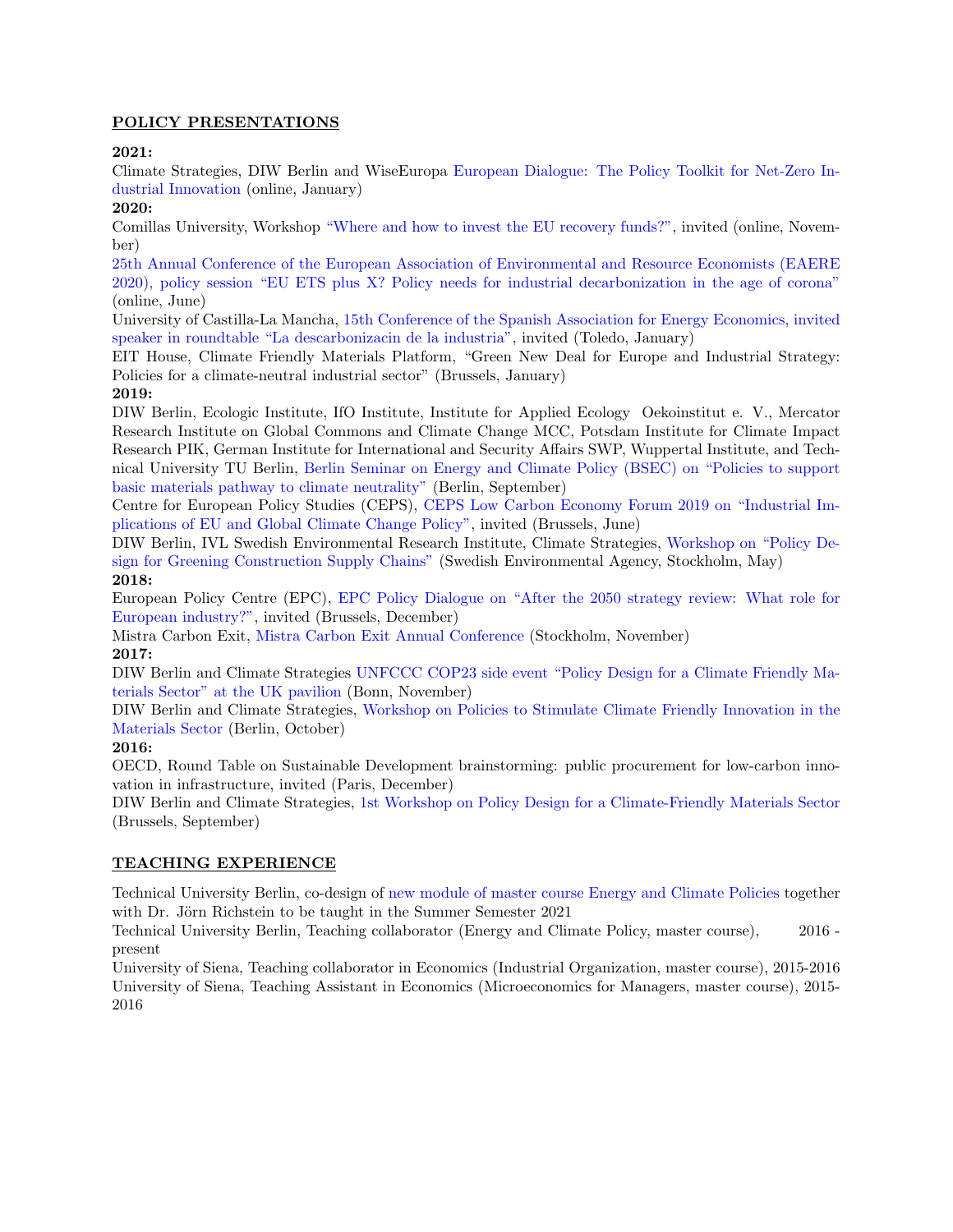## POLICY PRESENTATIONS

**2021:**

Climate Strategies, DIW Berlin and WiseEuropa European Dialogue: The Policy Toolkit for Net-Zero Industrial Innovation (online, January)

**2020:**

Comillas University, Workshop "Where and how to invest the EU recovery funds?", invited (online, November)

25th Annual Conference of the European Association of Environmental and Resource Economists (EAERE 2020), policy session "EU ETS plus X? Policy needs for industrial decarbonization in the age of corona" (online, June)

University of Castilla-La Mancha, 15th Conference of the Spanish Association for Energy Economics, invited speaker in roundtable "La descarbonizacin de la industria", invited (Toledo, January)

EIT House, Climate Friendly Materials Platform, "Green New Deal for Europe and Industrial Strategy: Policies for a climate-neutral industrial sector" (Brussels, January)

**2019:**

DIW Berlin, Ecologic Institute, IfO Institute, Institute for Applied Ecology Oekoinstitut e. V., Mercator Research Institute on Global Commons and Climate Change MCC, Potsdam Institute for Climate Impact Research PIK, German Institute for International and Security Affairs SWP, Wuppertal Institute, and Technical University TU Berlin, Berlin Seminar on Energy and Climate Policy (BSEC) on "Policies to support basic materials pathway to climate neutrality" (Berlin, September)

Centre for European Policy Studies (CEPS), CEPS Low Carbon Economy Forum 2019 on "Industrial Implications of EU and Global Climate Change Policy", invited (Brussels, June)

DIW Berlin, IVL Swedish Environmental Research Institute, Climate Strategies, Workshop on "Policy Design for Greening Construction Supply Chains" (Swedish Environmental Agency, Stockholm, May)

**2018:**

European Policy Centre (EPC), EPC Policy Dialogue on "After the 2050 strategy review: What role for European industry?", invited (Brussels, December)

Mistra Carbon Exit, Mistra Carbon Exit Annual Conference (Stockholm, November)

**2017:**

DIW Berlin and Climate Strategies UNFCCC COP23 side event "Policy Design for a Climate Friendly Materials Sector" at the UK pavilion (Bonn, November)

DIW Berlin and Climate Strategies, Workshop on Policies to Stimulate Climate Friendly Innovation in the Materials Sector (Berlin, October)

**2016:**

OECD, Round Table on Sustainable Development brainstorming: public procurement for low-carbon innovation in infrastructure, invited (Paris, December)

DIW Berlin and Climate Strategies, 1st Workshop on Policy Design for a Climate-Friendly Materials Sector (Brussels, September)

## TEACHING EXPERIENCE

Technical University Berlin, co-design of new module of master course Energy and Climate Policies together with Dr. Jörn Richstein to be taught in the Summer Semester 2021

Technical University Berlin, Teaching collaborator (Energy and Climate Policy, master course), 2016 - present

University of Siena, Teaching collaborator in Economics (Industrial Organization, master course), 2015-2016

University of Siena, Teaching Assistant in Economics (Microeconomics for Managers, master course), 2015-2016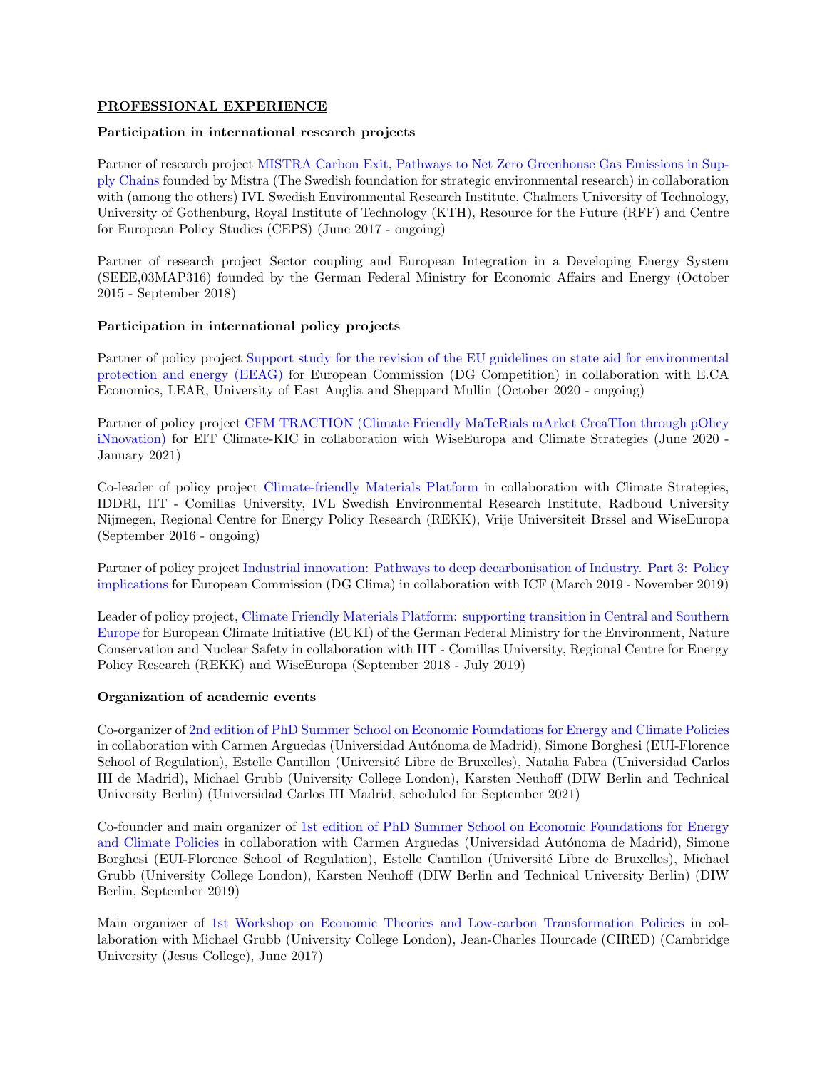## PROFESSIONAL EXPERIENCE

### Participation in international research projects

Partner of research project MISTRA Carbon Exit, Pathways to Net Zero Greenhouse Gas Emissions in Supply Chains founded by Mistra (The Swedish foundation for strategic environmental research) in collaboration with (among the others) IVL Swedish Environmental Research Institute, Chalmers University of Technology, University of Gothenburg, Royal Institute of Technology (KTH), Resource for the Future (RFF) and Centre for European Policy Studies (CEPS) (June 2017 - ongoing)

Partner of research project Sector coupling and European Integration in a Developing Energy System (SEEE,03MAP316) founded by the German Federal Ministry for Economic Affairs and Energy (October 2015 - September 2018)

### Participation in international policy projects

Partner of policy project Support study for the revision of the EU guidelines on state aid for environmental protection and energy (EEAG) for European Commission (DG Competition) in collaboration with E.CA Economics, LEAR, University of East Anglia and Sheppard Mullin (October 2020 - ongoing)

Partner of policy project CFM TRACTION (Climate Friendly MaTeRials mArket CreaTIon through pOlicy iNnovation) for EIT Climate-KIC in collaboration with WiseEuropa and Climate Strategies (June 2020 - January 2021)

Co-leader of policy project Climate-friendly Materials Platform in collaboration with Climate Strategies, IDDRI, IIT - Comillas University, IVL Swedish Environmental Research Institute, Radboud University Nijmegen, Regional Centre for Energy Policy Research (REKK), Vrije Universiteit Brssel and WiseEuropa (September 2016 - ongoing)

Partner of policy project Industrial innovation: Pathways to deep decarbonisation of Industry. Part 3: Policy implications for European Commission (DG Clima) in collaboration with ICF (March 2019 - November 2019)

Leader of policy project, Climate Friendly Materials Platform: supporting transition in Central and Southern Europe for European Climate Initiative (EUKI) of the German Federal Ministry for the Environment, Nature Conservation and Nuclear Safety in collaboration with IIT - Comillas University, Regional Centre for Energy Policy Research (REKK) and WiseEuropa (September 2018 - July 2019)

### Organization of academic events

Co-organizer of 2nd edition of PhD Summer School on Economic Foundations for Energy and Climate Policies in collaboration with Carmen Arguedas (Universidad Autónoma de Madrid), Simone Borghesi (EUI-Florence School of Regulation), Estelle Cantillon (Université Libre de Bruxelles), Natalia Fabra (Universidad Carlos III de Madrid), Michael Grubb (University College London), Karsten Neuhoff (DIW Berlin and Technical University Berlin) (Universidad Carlos III Madrid, scheduled for September 2021)

Co-founder and main organizer of 1st edition of PhD Summer School on Economic Foundations for Energy and Climate Policies in collaboration with Carmen Arguedas (Universidad Autónoma de Madrid), Simone Borghesi (EUI-Florence School of Regulation), Estelle Cantillon (Université Libre de Bruxelles), Michael Grubb (University College London), Karsten Neuhoff (DIW Berlin and Technical University Berlin) (DIW Berlin, September 2019)

Main organizer of 1st Workshop on Economic Theories and Low-carbon Transformation Policies in collaboration with Michael Grubb (University College London), Jean-Charles Hourcade (CIRED) (Cambridge University (Jesus College), June 2017)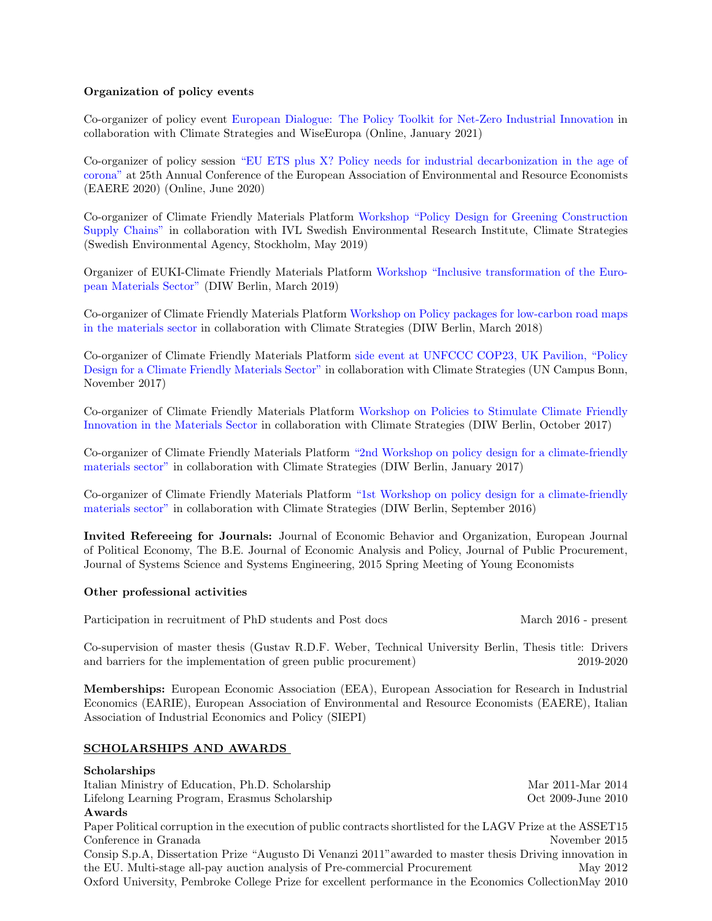**Organization of policy events**

Co-organizer of policy event European Dialogue: The Policy Toolkit for Net-Zero Industrial Innovation in collaboration with Climate Strategies and WiseEuropa (Online, January 2021)

Co-organizer of policy session "EU ETS plus X? Policy needs for industrial decarbonization in the age of corona" at 25th Annual Conference of the European Association of Environmental and Resource Economists (EAERE 2020) (Online, June 2020)

Co-organizer of Climate Friendly Materials Platform Workshop "Policy Design for Greening Construction Supply Chains" in collaboration with IVL Swedish Environmental Research Institute, Climate Strategies (Swedish Environmental Agency, Stockholm, May 2019)

Organizer of EUKI-Climate Friendly Materials Platform Workshop "Inclusive transformation of the European Materials Sector" (DIW Berlin, March 2019)

Co-organizer of Climate Friendly Materials Platform Workshop on Policy packages for low-carbon road maps in the materials sector in collaboration with Climate Strategies (DIW Berlin, March 2018)

Co-organizer of Climate Friendly Materials Platform side event at UNFCCC COP23, UK Pavilion, "Policy Design for a Climate Friendly Materials Sector" in collaboration with Climate Strategies (UN Campus Bonn, November 2017)

Co-organizer of Climate Friendly Materials Platform Workshop on Policies to Stimulate Climate Friendly Innovation in the Materials Sector in collaboration with Climate Strategies (DIW Berlin, October 2017)

Co-organizer of Climate Friendly Materials Platform "2nd Workshop on policy design for a climate-friendly materials sector" in collaboration with Climate Strategies (DIW Berlin, January 2017)

Co-organizer of Climate Friendly Materials Platform "1st Workshop on policy design for a climate-friendly materials sector" in collaboration with Climate Strategies (DIW Berlin, September 2016)

**Invited Refereeing for Journals:** Journal of Economic Behavior and Organization, European Journal of Political Economy, The B.E. Journal of Economic Analysis and Policy, Journal of Public Procurement, Journal of Systems Science and Systems Engineering, 2015 Spring Meeting of Young Economists

**Other professional activities**

Participation in recruitment of PhD students and Post docs — March 2016 - present

Co-supervision of master thesis (Gustav R.D.F. Weber, Technical University Berlin, Thesis title: Drivers and barriers for the implementation of green public procurement) — 2019-2020

**Memberships:** European Economic Association (EEA), European Association for Research in Industrial Economics (EARIE), European Association of Environmental and Resource Economists (EAERE), Italian Association of Industrial Economics and Policy (SIEPI)

## SCHOLARSHIPS AND AWARDS

**Scholarships**

Italian Ministry of Education, Ph.D. Scholarship — Mar 2011-Mar 2014

Lifelong Learning Program, Erasmus Scholarship — Oct 2009-June 2010

**Awards**

Paper Political corruption in the execution of public contracts shortlisted for the LAGV Prize at the ASSET15 Conference in Granada — November 2015

Consip S.p.A, Dissertation Prize "Augusto Di Venanzi 2011" awarded to master thesis Driving innovation in the EU. Multi-stage all-pay auction analysis of Pre-commercial Procurement — May 2012

Oxford University, Pembroke College Prize for excellent performance in the Economics Collection — May 2010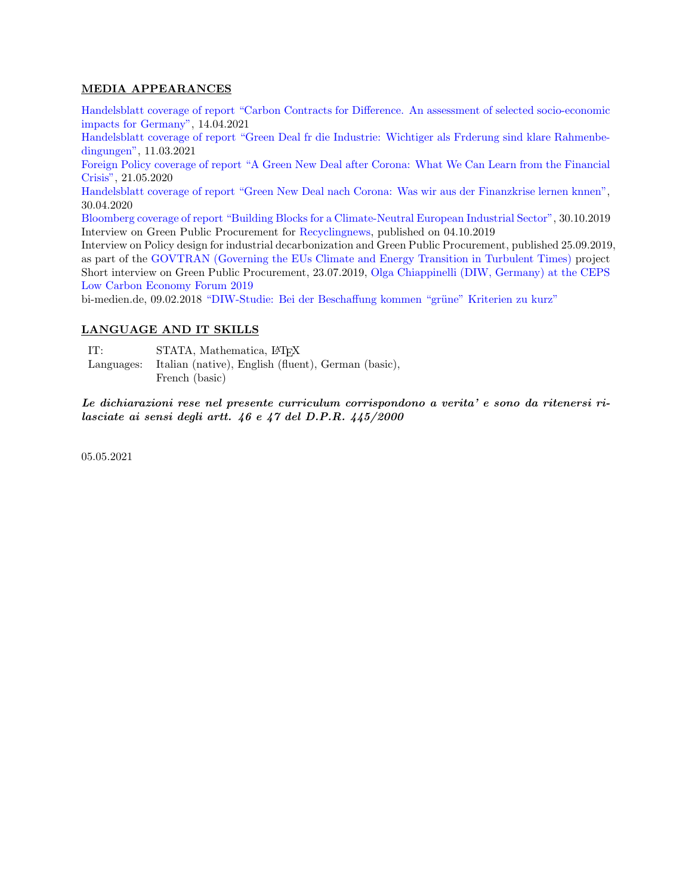## MEDIA APPEARANCES

Handelsblatt coverage of report "Carbon Contracts for Difference. An assessment of selected socio-economic impacts for Germany", 14.04.2021

Handelsblatt coverage of report "Green Deal fr die Industrie: Wichtiger als Frderung sind klare Rahmenbedingungen", 11.03.2021

Foreign Policy coverage of report "A Green New Deal after Corona: What We Can Learn from the Financial Crisis", 21.05.2020

Handelsblatt coverage of report "Green New Deal nach Corona: Was wir aus der Finanzkrise lernen knnen", 30.04.2020

Bloomberg coverage of report "Building Blocks for a Climate-Neutral European Industrial Sector", 30.10.2019

Interview on Green Public Procurement for Recyclingnews, published on 04.10.2019

Interview on Policy design for industrial decarbonization and Green Public Procurement, published 25.09.2019, as part of the GOVTRAN (Governing the EUs Climate and Energy Transition in Turbulent Times) project

Short interview on Green Public Procurement, 23.07.2019, Olga Chiappinelli (DIW, Germany) at the CEPS Low Carbon Economy Forum 2019

bi-medien.de, 09.02.2018 "DIW-Studie: Bei der Beschaffung kommen "grüne" Kriterien zu kurz"

## LANGUAGE AND IT SKILLS

| | |
|---|---|
| IT: | STATA, Mathematica, LaTeX |
| Languages: | Italian (native), English (fluent), German (basic), French (basic) |

***Le dichiarazioni rese nel presente curriculum corrispondono a verita' e sono da ritenersi rilasciate ai sensi degli artt. 46 e 47 del D.P.R. 445/2000***

05.05.2021